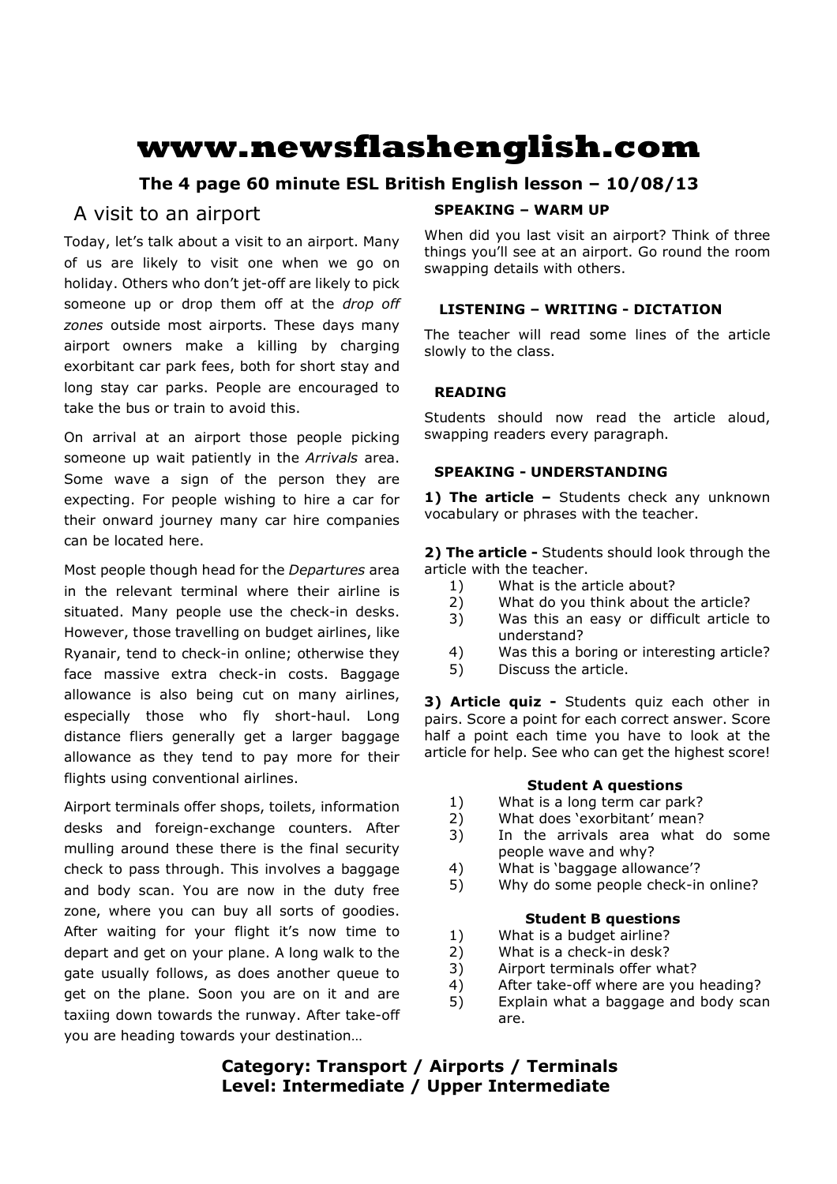# www.newsflashenglish.com

**The 4 page 60 minute ESL British English lesson – 10/08/13**

## A visit to an airport

Today, let's talk about a visit to an airport. Many of us are likely to visit one when we go on holiday. Others who don't jet-off are likely to pick someone up or drop them off at the *drop off zones* outside most airports. These days many airport owners make a killing by charging exorbitant car park fees, both for short stay and long stay car parks. People are encouraged to take the bus or train to avoid this.

On arrival at an airport those people picking someone up wait patiently in the *Arrivals* area. Some wave a sign of the person they are expecting. For people wishing to hire a car for their onward journey many car hire companies can be located here.

Most people though head for the *Departures* area in the relevant terminal where their airline is situated. Many people use the check-in desks. However, those travelling on budget airlines, like Ryanair, tend to check-in online; otherwise they face massive extra check-in costs. Baggage allowance is also being cut on many airlines, especially those who fly short-haul. Long distance fliers generally get a larger baggage allowance as they tend to pay more for their flights using conventional airlines.

Airport terminals offer shops, toilets, information desks and foreign-exchange counters. After mulling around these there is the final security check to pass through. This involves a baggage and body scan. You are now in the duty free zone, where you can buy all sorts of goodies. After waiting for your flight it's now time to depart and get on your plane. A long walk to the gate usually follows, as does another queue to get on the plane. Soon you are on it and are taxiing down towards the runway. After take-off you are heading towards your destination…

### SPEAKING – WARM UP

When did you last visit an airport? Think of three things you'll see at an airport. Go round the room swapping details with others.

### LISTENING – WRITING - DICTATION

The teacher will read some lines of the article slowly to the class.

### READING

Students should now read the article aloud, swapping readers every paragraph.

### SPEAKING - UNDERSTANDING

**1) The article –** Students check any unknown vocabulary or phrases with the teacher.

**2) The article -** Students should look through the article with the teacher.

1) What is the article about?
2) What do you think about the article?
3) Was this an easy or difficult article to understand?
4) Was this a boring or interesting article?
5) Discuss the article.

**3) Article quiz -** Students quiz each other in pairs. Score a point for each correct answer. Score half a point each time you have to look at the article for help. See who can get the highest score!

**Student A questions**

1) What is a long term car park?
2) What does 'exorbitant' mean?
3) In the arrivals area what do some people wave and why?
4) What is 'baggage allowance'?
5) Why do some people check-in online?

**Student B questions**

1) What is a budget airline?
2) What is a check-in desk?
3) Airport terminals offer what?
4) After take-off where are you heading?
5) Explain what a baggage and body scan are.

**Category: Transport / Airports / Terminals**
**Level: Intermediate / Upper Intermediate**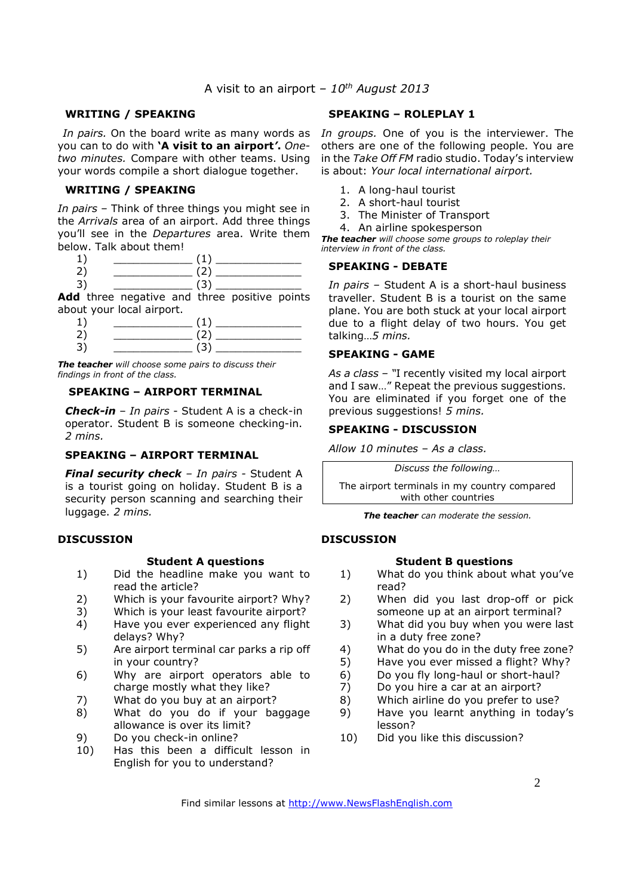A visit to an airport – *10th August 2013*

### WRITING / SPEAKING

*In pairs.* On the board write as many words as you can to do with **'A visit to an airport'.** *One-two minutes.* Compare with other teams. Using your words compile a short dialogue together.

### WRITING / SPEAKING

*In pairs* – Think of three things you might see in the *Arrivals* area of an airport. Add three things you'll see in the *Departures* area. Write them below. Talk about them!

1) ____________ (1) _____________
2) ____________ (2) _____________
3) ____________ (3) _____________

**Add** three negative and three positive points about your local airport.

1) ____________ (1) _____________
2) ____________ (2) _____________
3) ____________ (3) _____________

***The teacher*** *will choose some pairs to discuss their findings in front of the class.*

### SPEAKING – AIRPORT TERMINAL

***Check-in*** – *In pairs* - Student A is a check-in operator. Student B is someone checking-in. *2 mins.*

### SPEAKING – AIRPORT TERMINAL

***Final security check*** – *In pairs* - Student A is a tourist going on holiday. Student B is a security person scanning and searching their luggage. *2 mins.*

### SPEAKING – ROLEPLAY 1

*In groups.* One of you is the interviewer. The others are one of the following people. You are in the *Take Off FM* radio studio. Today's interview is about: *Your local international airport.*

1. A long-haul tourist
2. A short-haul tourist
3. The Minister of Transport
4. An airline spokesperson

***The teacher*** *will choose some groups to roleplay their interview in front of the class.*

### SPEAKING - DEBATE

*In pairs* – Student A is a short-haul business traveller. Student B is a tourist on the same plane. You are both stuck at your local airport due to a flight delay of two hours. You get talking…*5 mins.*

### SPEAKING - GAME

*As a class* – "I recently visited my local airport and I saw…" Repeat the previous suggestions. You are eliminated if you forget one of the previous suggestions! *5 mins.*

### SPEAKING - DISCUSSION

*Allow 10 minutes – As a class.*

*Discuss the following…*

The airport terminals in my country compared with other countries

***The teacher*** *can moderate the session.*

### DISCUSSION

**Student A questions**

1) Did the headline make you want to read the article?
2) Which is your favourite airport? Why?
3) Which is your least favourite airport?
4) Have you ever experienced any flight delays? Why?
5) Are airport terminal car parks a rip off in your country?
6) Why are airport operators able to charge mostly what they like?
7) What do you buy at an airport?
8) What do you do if your baggage allowance is over its limit?
9) Do you check-in online?
10) Has this been a difficult lesson in English for you to understand?

### DISCUSSION

**Student B questions**

1) What do you think about what you've read?
2) When did you last drop-off or pick someone up at an airport terminal?
3) What did you buy when you were last in a duty free zone?
4) What do you do in the duty free zone?
5) Have you ever missed a flight? Why?
6) Do you fly long-haul or short-haul?
7) Do you hire a car at an airport?
8) Which airline do you prefer to use?
9) Have you learnt anything in today's lesson?
10) Did you like this discussion?

Find similar lessons at http://www.NewsFlashEnglish.com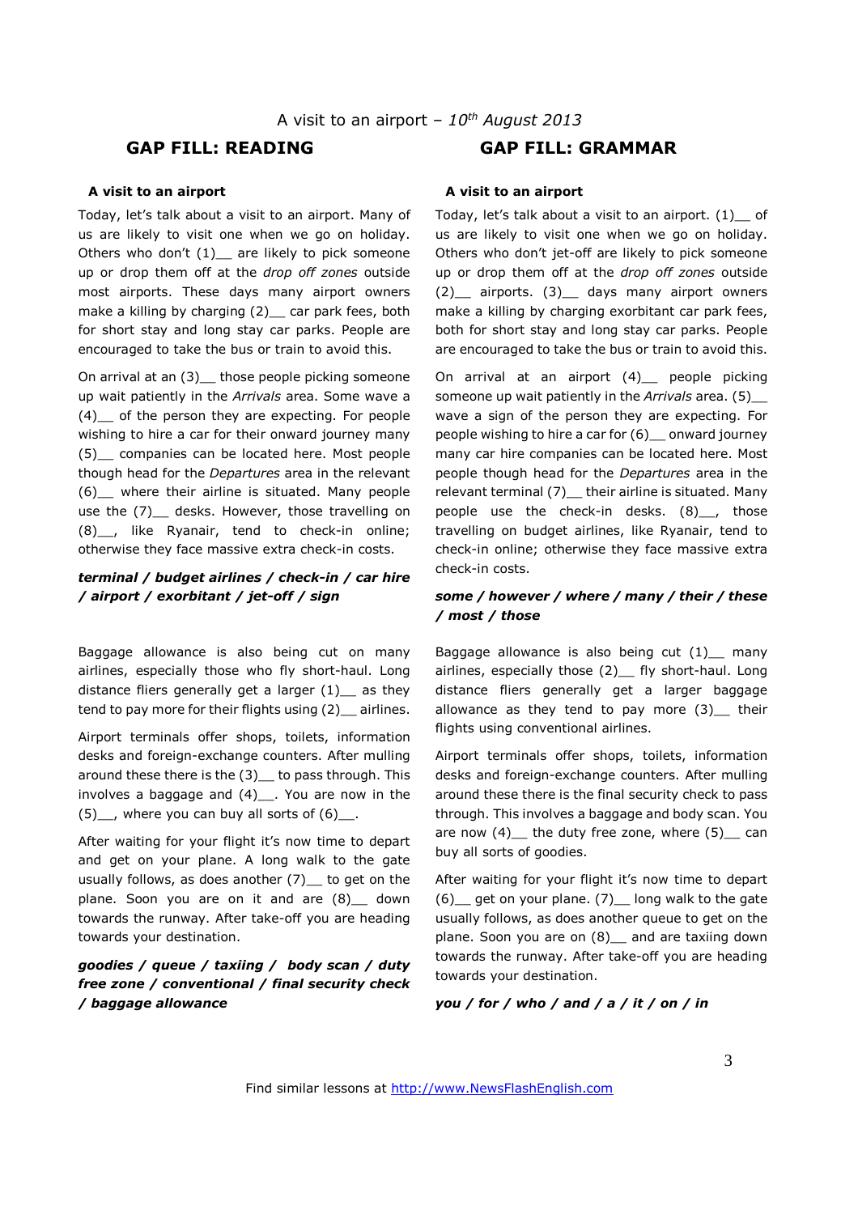A visit to an airport – *10th August 2013*

## GAP FILL: READING

**A visit to an airport**

Today, let's talk about a visit to an airport. Many of us are likely to visit one when we go on holiday. Others who don't (1)__ are likely to pick someone up or drop them off at the *drop off zones* outside most airports. These days many airport owners make a killing by charging (2)__ car park fees, both for short stay and long stay car parks. People are encouraged to take the bus or train to avoid this.

On arrival at an (3)__ those people picking someone up wait patiently in the *Arrivals* area. Some wave a (4)__ of the person they are expecting. For people wishing to hire a car for their onward journey many (5)__ companies can be located here. Most people though head for the *Departures* area in the relevant (6)__ where their airline is situated. Many people use the (7)__ desks. However, those travelling on (8)__, like Ryanair, tend to check-in online; otherwise they face massive extra check-in costs.

***terminal / budget airlines / check-in / car hire / airport / exorbitant / jet-off / sign***

Baggage allowance is also being cut on many airlines, especially those who fly short-haul. Long distance fliers generally get a larger (1)__ as they tend to pay more for their flights using (2)__ airlines.

Airport terminals offer shops, toilets, information desks and foreign-exchange counters. After mulling around these there is the (3)__ to pass through. This involves a baggage and (4)__. You are now in the (5)__, where you can buy all sorts of (6)__.

After waiting for your flight it's now time to depart and get on your plane. A long walk to the gate usually follows, as does another (7)__ to get on the plane. Soon you are on it and are (8)__ down towards the runway. After take-off you are heading towards your destination.

***goodies / queue / taxiing / body scan / duty free zone / conventional / final security check / baggage allowance***

## GAP FILL: GRAMMAR

**A visit to an airport**

Today, let's talk about a visit to an airport. (1)__ of us are likely to visit one when we go on holiday. Others who don't jet-off are likely to pick someone up or drop them off at the *drop off zones* outside (2)__ airports. (3)__ days many airport owners make a killing by charging exorbitant car park fees, both for short stay and long stay car parks. People are encouraged to take the bus or train to avoid this.

On arrival at an airport (4)__ people picking someone up wait patiently in the *Arrivals* area. (5)__ wave a sign of the person they are expecting. For people wishing to hire a car for (6)__ onward journey many car hire companies can be located here. Most people though head for the *Departures* area in the relevant terminal (7)__ their airline is situated. Many people use the check-in desks. (8)__, those travelling on budget airlines, like Ryanair, tend to check-in online; otherwise they face massive extra check-in costs.

***some / however / where / many / their / these / most / those***

Baggage allowance is also being cut (1)__ many airlines, especially those (2)__ fly short-haul. Long distance fliers generally get a larger baggage allowance as they tend to pay more (3)__ their flights using conventional airlines.

Airport terminals offer shops, toilets, information desks and foreign-exchange counters. After mulling around these there is the final security check to pass through. This involves a baggage and body scan. You are now (4)__ the duty free zone, where (5)__ can buy all sorts of goodies.

After waiting for your flight it's now time to depart (6)__ get on your plane. (7)__ long walk to the gate usually follows, as does another queue to get on the plane. Soon you are on (8)__ and are taxiing down towards the runway. After take-off you are heading towards your destination.

***you / for / who / and / a / it / on / in***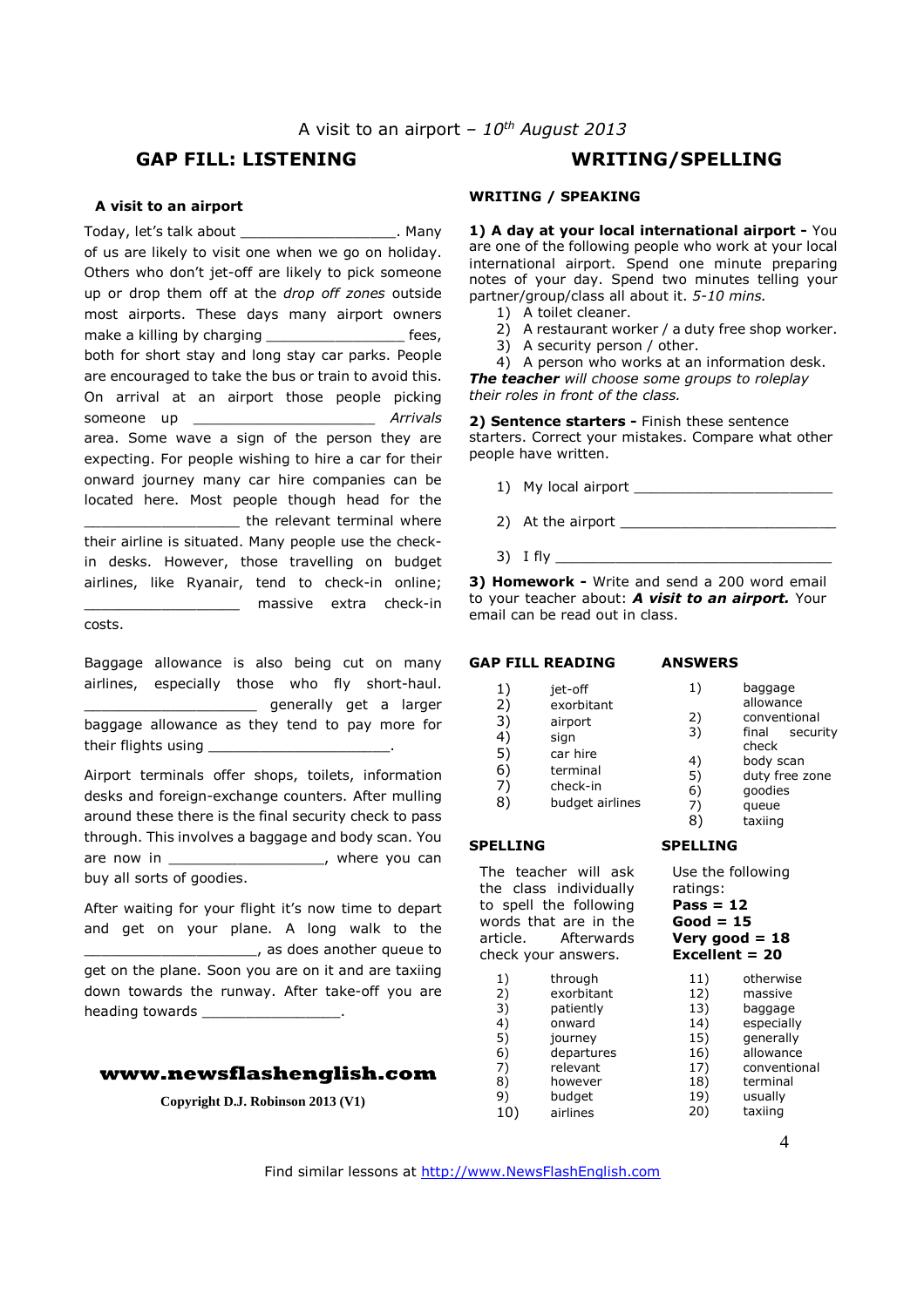A visit to an airport – *10th August 2013*

## GAP FILL: LISTENING

### A visit to an airport

Today, let's talk about __________________. Many of us are likely to visit one when we go on holiday. Others who don't jet-off are likely to pick someone up or drop them off at the *drop off zones* outside most airports. These days many airport owners make a killing by charging ________________ fees, both for short stay and long stay car parks. People are encouraged to take the bus or train to avoid this. On arrival at an airport those people picking someone up _____________________ *Arrivals* area. Some wave a sign of the person they are expecting. For people wishing to hire a car for their onward journey many car hire companies can be located here. Most people though head for the __________________ the relevant terminal where their airline is situated. Many people use the check-in desks. However, those travelling on budget airlines, like Ryanair, tend to check-in online; __________________ massive extra check-in costs.

Baggage allowance is also being cut on many airlines, especially those who fly short-haul. ____________________ generally get a larger baggage allowance as they tend to pay more for their flights using _____________________.

Airport terminals offer shops, toilets, information desks and foreign-exchange counters. After mulling around these there is the final security check to pass through. This involves a baggage and body scan. You are now in __________________, where you can buy all sorts of goodies.

After waiting for your flight it's now time to depart and get on your plane. A long walk to the ____________________, as does another queue to get on the plane. Soon you are on it and are taxiing down towards the runway. After take-off you are heading towards ________________.

**www.newsflashenglish.com**

**Copyright D.J. Robinson 2013 (V1)**

## WRITING/SPELLING

### WRITING / SPEAKING

**1) A day at your local international airport -** You are one of the following people who work at your local international airport. Spend one minute preparing notes of your day. Spend two minutes telling your partner/group/class all about it. *5-10 mins.*

1) A toilet cleaner.
2) A restaurant worker / a duty free shop worker.
3) A security person / other.
4) A person who works at an information desk.

***The teacher*** *will choose some groups to roleplay their roles in front of the class.*

**2) Sentence starters -** Finish these sentence starters. Correct your mistakes. Compare what other people have written.

1) My local airport ________________________
2) At the airport __________________________
3) I fly _________________________________

**3) Homework -** Write and send a 200 word email to your teacher about: ***A visit to an airport.*** Your email can be read out in class.

### GAP FILL READING

1) jet-off
2) exorbitant
3) airport
4) sign
5) car hire
6) terminal
7) check-in
8) budget airlines

### ANSWERS

1) baggage allowance
2) conventional
3) final security check
4) body scan
5) duty free zone
6) goodies
7) queue
8) taxiing

### SPELLING

The teacher will ask the class individually to spell the following words that are in the article. Afterwards check your answers.

1) through
2) exorbitant
3) patiently
4) onward
5) journey
6) departures
7) relevant
8) however
9) budget
10) airlines
11) otherwise
12) massive
13) baggage
14) especially
15) generally
16) allowance
17) conventional
18) terminal
19) usually
20) taxiing

### SPELLING

Use the following ratings:
**Pass = 12**
**Good = 15**
**Very good = 18**
**Excellent = 20**

Find similar lessons at http://www.NewsFlashEnglish.com